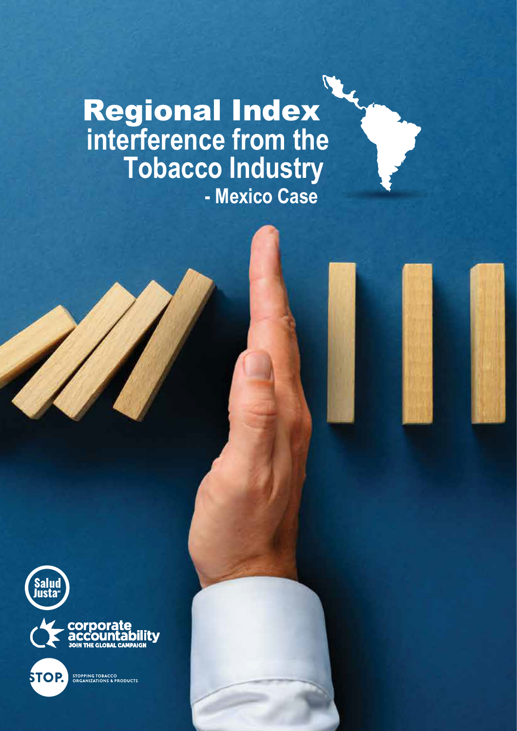# Regional Index
## interference from the Tobacco Industry
### - Mexico Case

Salud Justa

corporate accountability
JOIN THE GLOBAL CAMPAIGN

STOP.
STOPPING TOBACCO ORGANIZATIONS & PRODUCTS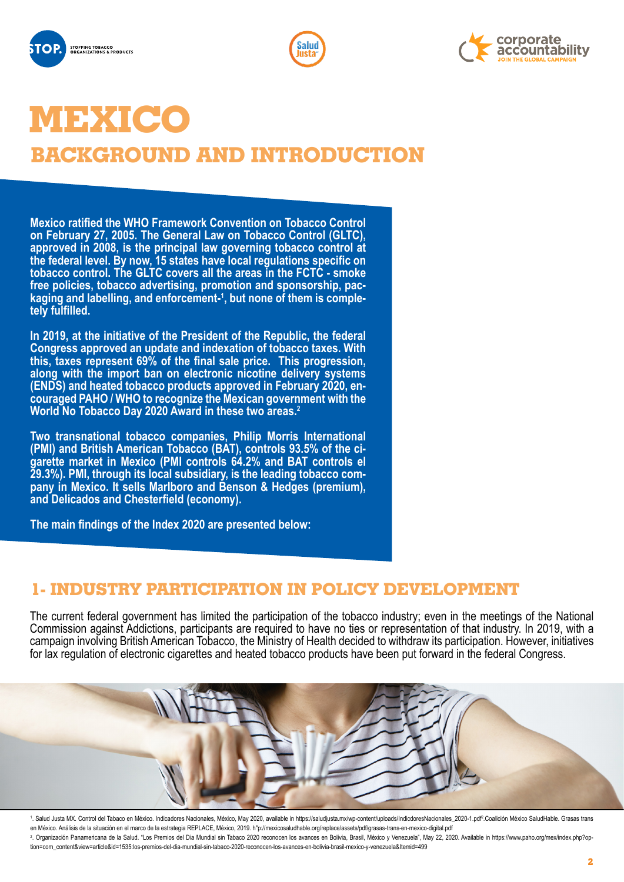# MEXICO

## BACKGROUND AND INTRODUCTION

**Mexico ratified the WHO Framework Convention on Tobacco Control on February 27, 2005. The General Law on Tobacco Control (GLTC), approved in 2008, is the principal law governing tobacco control at the federal level. By now, 15 states have local regulations specific on tobacco control. The GLTC covers all the areas in the FCTC - smoke free policies, tobacco advertising, promotion and sponsorship, packaging and labelling, and enforcement-[1], but none of them is completely fulfilled.**

**In 2019, at the initiative of the President of the Republic, the federal Congress approved an update and indexation of tobacco taxes. With this, taxes represent 69% of the final sale price. This progression, along with the import ban on electronic nicotine delivery systems (ENDS) and heated tobacco products approved in February 2020, encouraged PAHO / WHO to recognize the Mexican government with the World No Tobacco Day 2020 Award in these two areas.[2]**

**Two transnational tobacco companies, Philip Morris International (PMI) and British American Tobacco (BAT), controls 93.5% of the cigarette market in Mexico (PMI controls 64.2% and BAT controls el 29.3%). PMI, through its local subsidiary, is the leading tobacco company in Mexico. It sells Marlboro and Benson & Hedges (premium), and Delicados and Chesterfield (economy).**

**The main findings of the Index 2020 are presented below:**

## 1- INDUSTRY PARTICIPATION IN POLICY DEVELOPMENT

The current federal government has limited the participation of the tobacco industry; even in the meetings of the National Commission against Addictions, participants are required to have no ties or representation of that industry. In 2019, with a campaign involving British American Tobacco, the Ministry of Health decided to withdraw its participation. However, initiatives for lax regulation of electronic cigarettes and heated tobacco products have been put forward in the federal Congress.

[1]. Salud Justa MX. Control del Tabaco en México. Indicadores Nacionales, México, May 2020, available in https://saludjusta.mx/wp-content/uploads/IndicdoresNacionales_2020-1.pdf².Coalición México SaludHable. Grasas trans en México. Análisis de la situación en el marco de la estrategia REPLACE, México, 2019. h"p://mexicosaludhable.org/replace/assets/pdf/grasas-trans-en-mexico-digital.pdf

[2]. Organización Panamericana de la Salud. "Los Premios del Dia Mundial sin Tabaco 2020 reconocen los avances en Bolivia, Brasil, México y Venezuela", May 22, 2020. Available in https://www.paho.org/mex/index.php?option=com_content&view=article&id=1535:los-premios-del-dia-mundial-sin-tabaco-2020-reconocen-los-avances-en-bolivia-brasil-mexico-y-venezuela&Itemid=499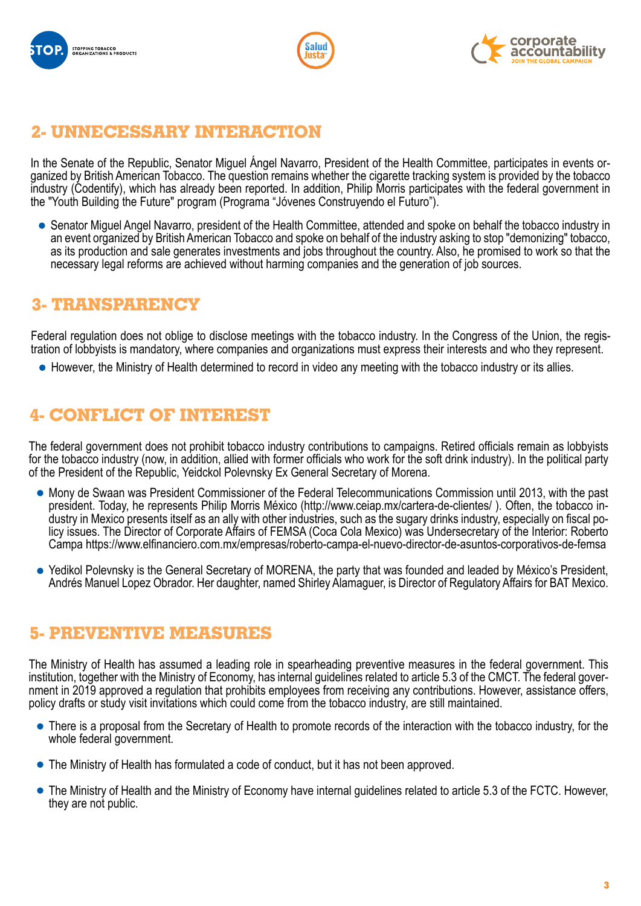## 2- UNNECESSARY INTERACTION

In the Senate of the Republic, Senator Miguel Ángel Navarro, President of the Health Committee, participates in events organized by British American Tobacco. The question remains whether the cigarette tracking system is provided by the tobacco industry (Codentify), which has already been reported. In addition, Philip Morris participates with the federal government in the "Youth Building the Future" program (Programa "Jóvenes Construyendo el Futuro").

- Senator Miguel Angel Navarro, president of the Health Committee, attended and spoke on behalf the tobacco industry in an event organized by British American Tobacco and spoke on behalf of the industry asking to stop "demonizing" tobacco, as its production and sale generates investments and jobs throughout the country. Also, he promised to work so that the necessary legal reforms are achieved without harming companies and the generation of job sources.

## 3- TRANSPARENCY

Federal regulation does not oblige to disclose meetings with the tobacco industry. In the Congress of the Union, the registration of lobbyists is mandatory, where companies and organizations must express their interests and who they represent.

- However, the Ministry of Health determined to record in video any meeting with the tobacco industry or its allies.

## 4- CONFLICT OF INTEREST

The federal government does not prohibit tobacco industry contributions to campaigns. Retired officials remain as lobbyists for the tobacco industry (now, in addition, allied with former officials who work for the soft drink industry). In the political party of the President of the Republic, Yeidckol Polevnsky Ex General Secretary of Morena.

- Mony de Swaan was President Commissioner of the Federal Telecommunications Commission until 2013, with the past president. Today, he represents Philip Morris México (http://www.ceiap.mx/cartera-de-clientes/ ). Often, the tobacco industry in Mexico presents itself as an ally with other industries, such as the sugary drinks industry, especially on fiscal policy issues. The Director of Corporate Affairs of FEMSA (Coca Cola Mexico) was Undersecretary of the Interior: Roberto Campa https://www.elfinanciero.com.mx/empresas/roberto-campa-el-nuevo-director-de-asuntos-corporativos-de-femsa

- Yedikol Polevnsky is the General Secretary of MORENA, the party that was founded and leaded by México's President, Andrés Manuel Lopez Obrador. Her daughter, named Shirley Alamaguer, is Director of Regulatory Affairs for BAT Mexico.

## 5- PREVENTIVE MEASURES

The Ministry of Health has assumed a leading role in spearheading preventive measures in the federal government. This institution, together with the Ministry of Economy, has internal guidelines related to article 5.3 of the CMCT. The federal government in 2019 approved a regulation that prohibits employees from receiving any contributions. However, assistance offers, policy drafts or study visit invitations which could come from the tobacco industry, are still maintained.

- There is a proposal from the Secretary of Health to promote records of the interaction with the tobacco industry, for the whole federal government.

- The Ministry of Health has formulated a code of conduct, but it has not been approved.

- The Ministry of Health and the Ministry of Economy have internal guidelines related to article 5.3 of the FCTC. However, they are not public.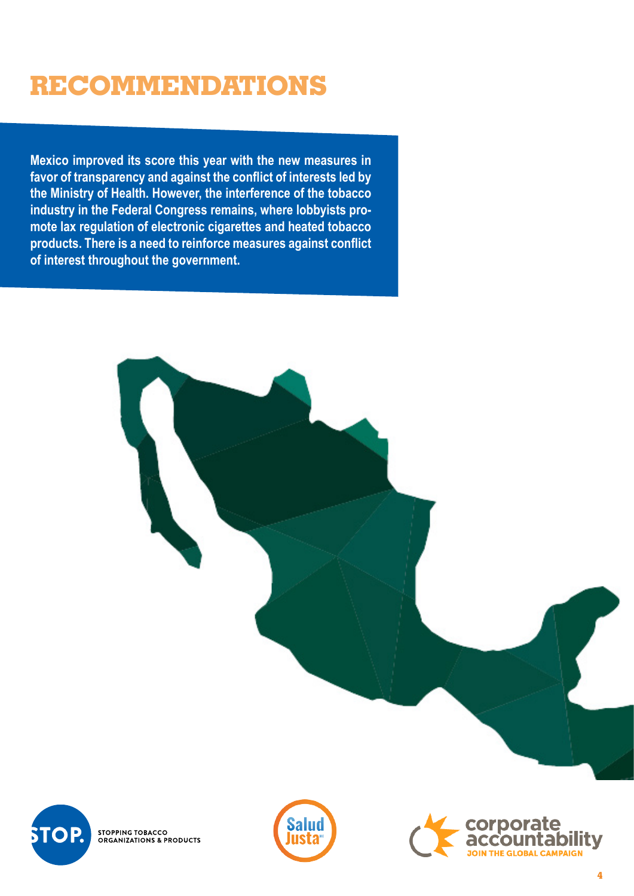# RECOMMENDATIONS

**Mexico improved its score this year with the new measures in favor of transparency and against the conflict of interests led by the Ministry of Health. However, the interference of the tobacco industry in the Federal Congress remains, where lobbyists promote lax regulation of electronic cigarettes and heated tobacco products. There is a need to reinforce measures against conflict of interest throughout the government.**

STOP. STOPPING TOBACCO ORGANIZATIONS & PRODUCTS

Salud Justa

corporate accountability JOIN THE GLOBAL CAMPAIGN